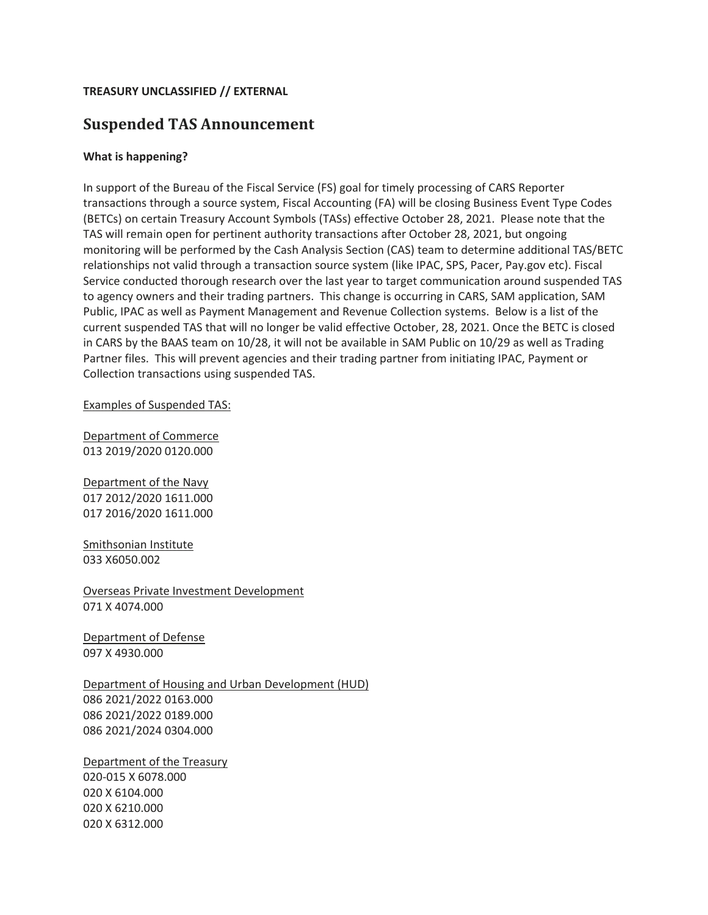**TREASURY UNCLASSIFIED // EXTERNAL**

# Suspended TAS Announcement

**What is happening?**

In support of the Bureau of the Fiscal Service (FS) goal for timely processing of CARS Reporter transactions through a source system, Fiscal Accounting (FA) will be closing Business Event Type Codes (BETCs) on certain Treasury Account Symbols (TASs) effective October 28, 2021. Please note that the TAS will remain open for pertinent authority transactions after October 28, 2021, but ongoing monitoring will be performed by the Cash Analysis Section (CAS) team to determine additional TAS/BETC relationships not valid through a transaction source system (like IPAC, SPS, Pacer, Pay.gov etc). Fiscal Service conducted thorough research over the last year to target communication around suspended TAS to agency owners and their trading partners. This change is occurring in CARS, SAM application, SAM Public, IPAC as well as Payment Management and Revenue Collection systems. Below is a list of the current suspended TAS that will no longer be valid effective October, 28, 2021. Once the BETC is closed in CARS by the BAAS team on 10/28, it will not be available in SAM Public on 10/29 as well as Trading Partner files. This will prevent agencies and their trading partner from initiating IPAC, Payment or Collection transactions using suspended TAS.

<u>Examples of Suspended TAS:</u>

<u>Department of Commerce</u>
013 2019/2020 0120.000

<u>Department of the Navy</u>
017 2012/2020 1611.000
017 2016/2020 1611.000

<u>Smithsonian Institute</u>
033 X6050.002

<u>Overseas Private Investment Development</u>
071 X 4074.000

<u>Department of Defense</u>
097 X 4930.000

<u>Department of Housing and Urban Development (HUD)</u>
086 2021/2022 0163.000
086 2021/2022 0189.000
086 2021/2024 0304.000

<u>Department of the Treasury</u>
020-015 X 6078.000
020 X 6104.000
020 X 6210.000
020 X 6312.000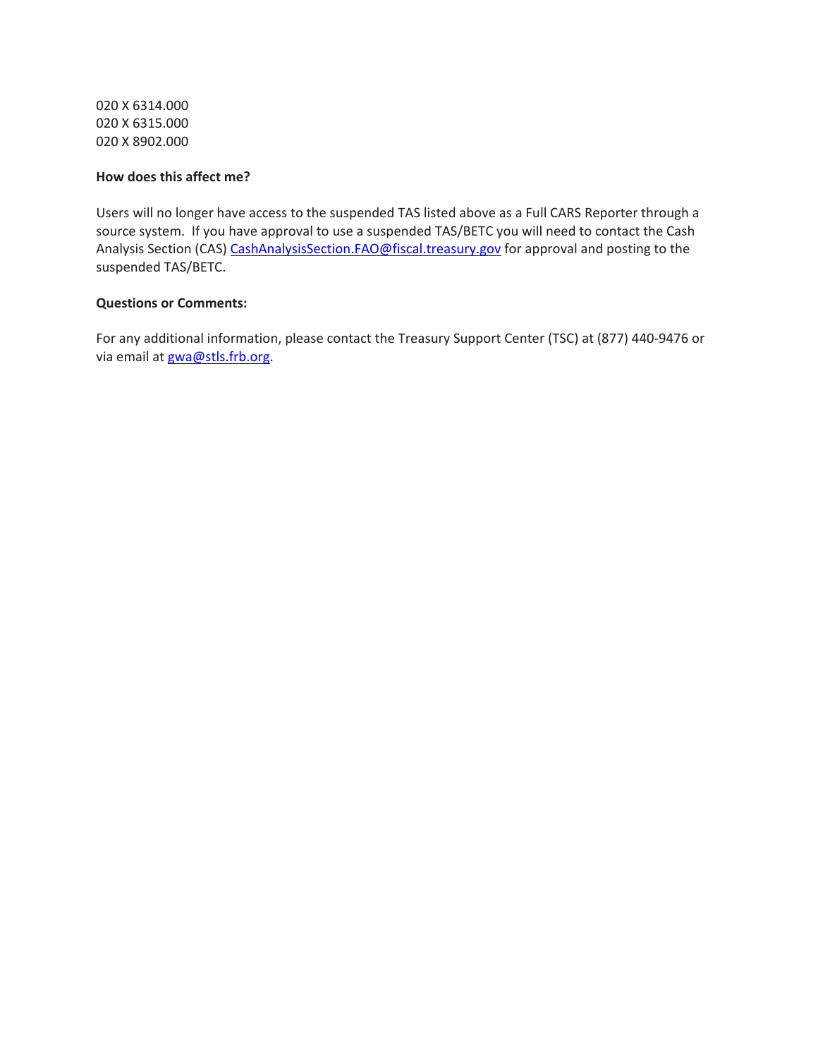020 X 6314.000
020 X 6315.000
020 X 8902.000

**How does this affect me?**

Users will no longer have access to the suspended TAS listed above as a Full CARS Reporter through a source system. If you have approval to use a suspended TAS/BETC you will need to contact the Cash Analysis Section (CAS) CashAnalysisSection.FAO@fiscal.treasury.gov for approval and posting to the suspended TAS/BETC.

**Questions or Comments:**

For any additional information, please contact the Treasury Support Center (TSC) at (877) 440-9476 or via email at gwa@stls.frb.org.